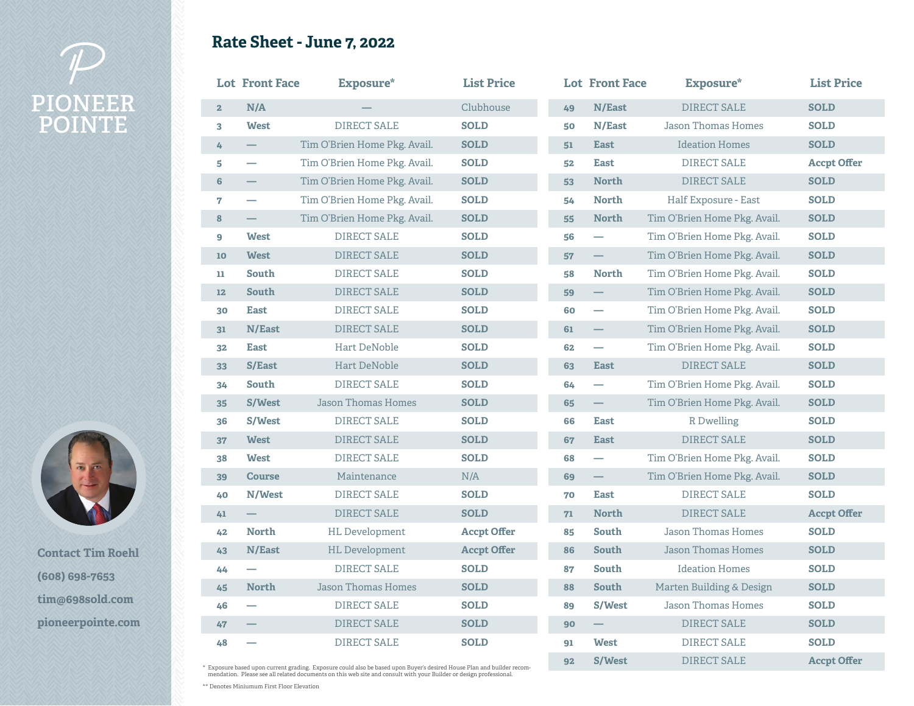# PIONEER POINTE

## Rate Sheet - June 7, 2022

| Lot | Front Face | Exposure* | List Price |
|---|---|---|---|
| 2 | N/A | — | Clubhouse |
| 3 | West | DIRECT SALE | **SOLD** |
| 4 | — | Tim O'Brien Home Pkg. Avail. | **SOLD** |
| 5 | — | Tim O'Brien Home Pkg. Avail. | **SOLD** |
| 6 | — | Tim O'Brien Home Pkg. Avail. | **SOLD** |
| 7 | — | Tim O'Brien Home Pkg. Avail. | **SOLD** |
| 8 | — | Tim O'Brien Home Pkg. Avail. | **SOLD** |
| 9 | West | DIRECT SALE | **SOLD** |
| 10 | West | DIRECT SALE | **SOLD** |
| 11 | South | DIRECT SALE | **SOLD** |
| 12 | South | DIRECT SALE | **SOLD** |
| 30 | East | DIRECT SALE | **SOLD** |
| 31 | N/East | DIRECT SALE | **SOLD** |
| 32 | East | Hart DeNoble | **SOLD** |
| 33 | S/East | Hart DeNoble | **SOLD** |
| 34 | South | DIRECT SALE | **SOLD** |
| 35 | S/West | Jason Thomas Homes | **SOLD** |
| 36 | S/West | DIRECT SALE | **SOLD** |
| 37 | West | DIRECT SALE | **SOLD** |
| 38 | West | DIRECT SALE | **SOLD** |
| 39 | Course | Maintenance | N/A |
| 40 | N/West | DIRECT SALE | **SOLD** |
| 41 | — | DIRECT SALE | **SOLD** |
| 42 | North | HL Development | **Accpt Offer** |
| 43 | N/East | HL Development | **Accpt Offer** |
| 44 | — | DIRECT SALE | **SOLD** |
| 45 | North | Jason Thomas Homes | **SOLD** |
| 46 | — | DIRECT SALE | **SOLD** |
| 47 | — | DIRECT SALE | **SOLD** |
| 48 | — | DIRECT SALE | **SOLD** |
| 49 | N/East | DIRECT SALE | **SOLD** |
| 50 | N/East | Jason Thomas Homes | **SOLD** |
| 51 | East | Ideation Homes | **SOLD** |
| 52 | East | DIRECT SALE | **Accpt Offer** |
| 53 | North | DIRECT SALE | **SOLD** |
| 54 | North | Half Exposure - East | **SOLD** |
| 55 | North | Tim O'Brien Home Pkg. Avail. | **SOLD** |
| 56 | — | Tim O'Brien Home Pkg. Avail. | **SOLD** |
| 57 | — | Tim O'Brien Home Pkg. Avail. | **SOLD** |
| 58 | North | Tim O'Brien Home Pkg. Avail. | **SOLD** |
| 59 | — | Tim O'Brien Home Pkg. Avail. | **SOLD** |
| 60 | — | Tim O'Brien Home Pkg. Avail. | **SOLD** |
| 61 | — | Tim O'Brien Home Pkg. Avail. | **SOLD** |
| 62 | — | Tim O'Brien Home Pkg. Avail. | **SOLD** |
| 63 | East | DIRECT SALE | **SOLD** |
| 64 | — | Tim O'Brien Home Pkg. Avail. | **SOLD** |
| 65 | — | Tim O'Brien Home Pkg. Avail. | **SOLD** |
| 66 | East | R Dwelling | **SOLD** |
| 67 | East | DIRECT SALE | **SOLD** |
| 68 | — | Tim O'Brien Home Pkg. Avail. | **SOLD** |
| 69 | — | Tim O'Brien Home Pkg. Avail. | **SOLD** |
| 70 | East | DIRECT SALE | **SOLD** |
| 71 | North | DIRECT SALE | **Accpt Offer** |
| 85 | South | Jason Thomas Homes | **SOLD** |
| 86 | South | Jason Thomas Homes | **SOLD** |
| 87 | South | Ideation Homes | **SOLD** |
| 88 | South | Marten Building & Design | **SOLD** |
| 89 | S/West | Jason Thomas Homes | **SOLD** |
| 90 | — | DIRECT SALE | **SOLD** |
| 91 | West | DIRECT SALE | **SOLD** |
| 92 | S/West | DIRECT SALE | **Accpt Offer** |

\* Exposure based upon current grading. Exposure could also be based upon Buyer's desired House Plan and builder recommendation. Please see all related documents on this web site and consult with your Builder or design professional.

\*\* Denotes Miniumum First Floor Elevation

**Contact Tim Roehl**

**(608) 698-7653**

**tim@698sold.com**

**pioneerpointe.com**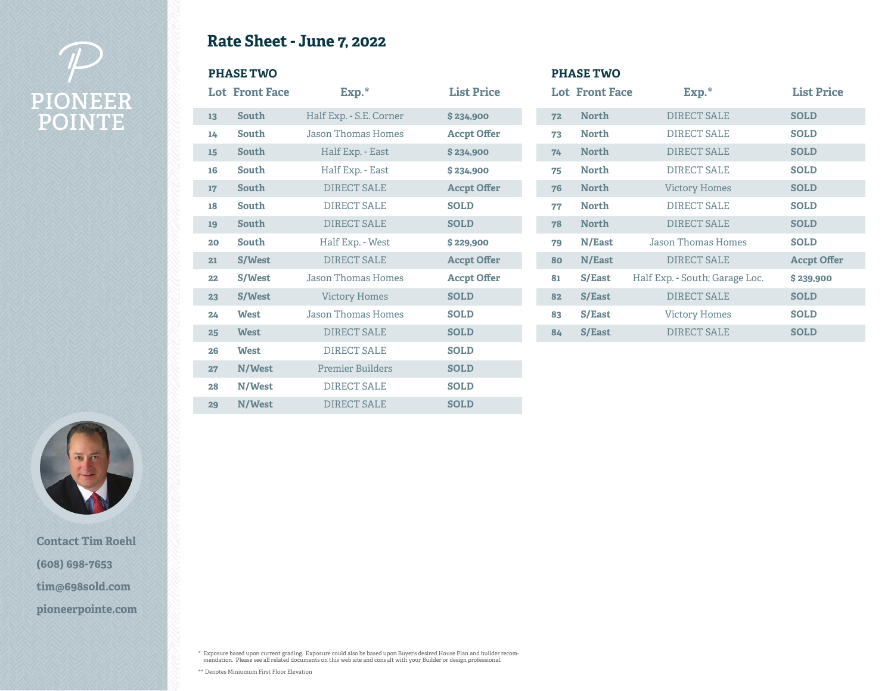PIONEER POINTE

Contact Tim Roehl

(608) 698-7653

tim@698sold.com

pioneerpointe.com

# Rate Sheet - June 7, 2022

## PHASE TWO

| Lot | Front Face | Exp.* | List Price |
|---|---|---|---|
| 13 | South | Half Exp. - S.E. Corner | $ 234,900 |
| 14 | South | Jason Thomas Homes | Accpt Offer |
| 15 | South | Half Exp. - East | $ 234,900 |
| 16 | South | Half Exp. - East | $ 234,900 |
| 17 | South | DIRECT SALE | Accpt Offer |
| 18 | South | DIRECT SALE | SOLD |
| 19 | South | DIRECT SALE | SOLD |
| 20 | South | Half Exp. - West | $ 229,900 |
| 21 | S/West | DIRECT SALE | Accpt Offer |
| 22 | S/West | Jason Thomas Homes | Accpt Offer |
| 23 | S/West | Victory Homes | SOLD |
| 24 | West | Jason Thomas Homes | SOLD |
| 25 | West | DIRECT SALE | SOLD |
| 26 | West | DIRECT SALE | SOLD |
| 27 | N/West | Premier Builders | SOLD |
| 28 | N/West | DIRECT SALE | SOLD |
| 29 | N/West | DIRECT SALE | SOLD |

## PHASE TWO

| Lot | Front Face | Exp.* | List Price |
|---|---|---|---|
| 72 | North | DIRECT SALE | SOLD |
| 73 | North | DIRECT SALE | SOLD |
| 74 | North | DIRECT SALE | SOLD |
| 75 | North | DIRECT SALE | SOLD |
| 76 | North | Victory Homes | SOLD |
| 77 | North | DIRECT SALE | SOLD |
| 78 | North | DIRECT SALE | SOLD |
| 79 | N/East | Jason Thomas Homes | SOLD |
| 80 | N/East | DIRECT SALE | Accpt Offer |
| 81 | S/East | Half Exp. - South; Garage Loc. | $ 239,900 |
| 82 | S/East | DIRECT SALE | SOLD |
| 83 | S/East | Victory Homes | SOLD |
| 84 | S/East | DIRECT SALE | SOLD |

\* Exposure based upon current grading. Exposure could also be based upon Buyer's desired House Plan and builder recommendation. Please see all related documents on this web site and consult with your Builder or design professional.

\*\* Denotes Miniumum First Floor Elevation